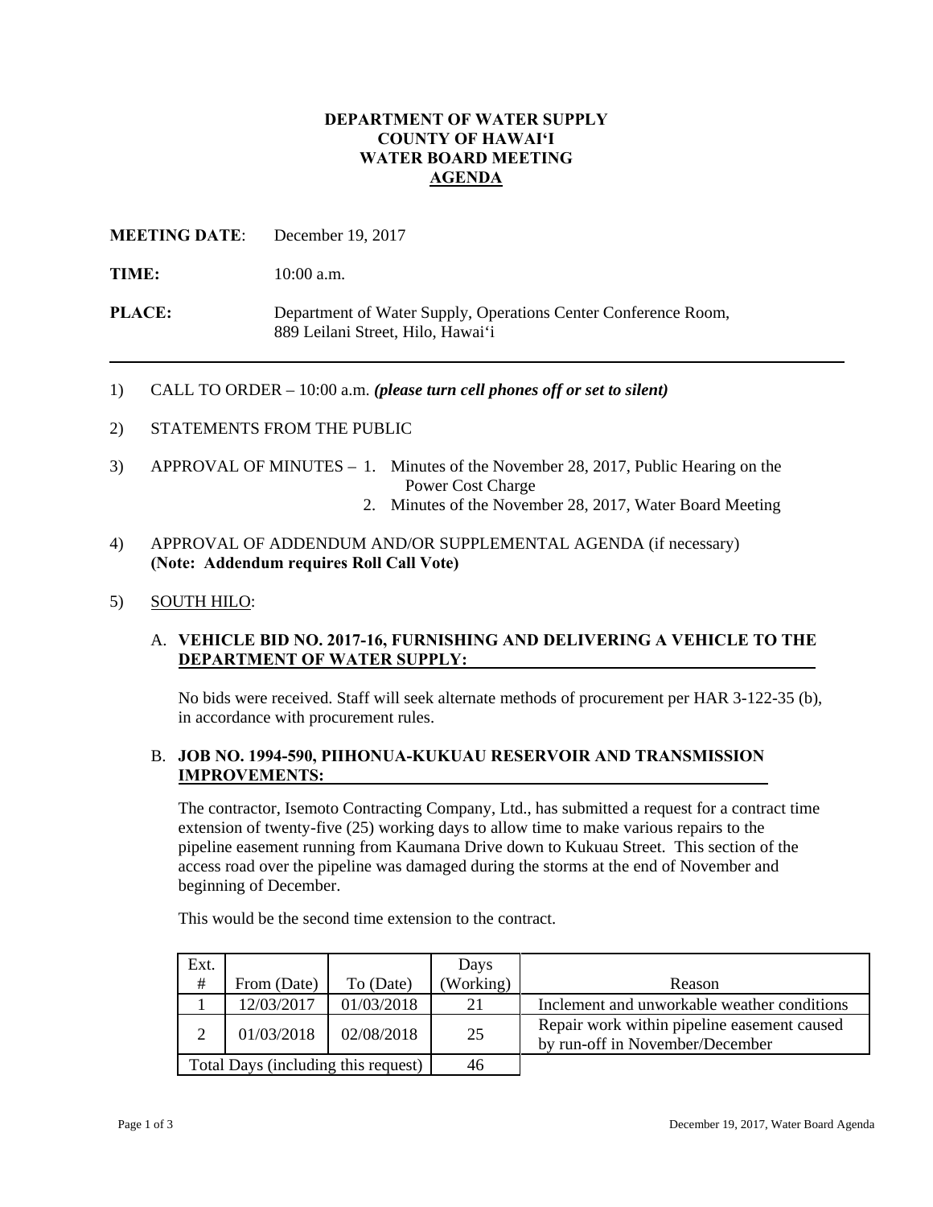# DEPARTMENT OF WATER SUPPLY
# COUNTY OF HAWAIʻI
# WATER BOARD MEETING
# AGENDA

**MEETING DATE**: December 19, 2017

**TIME:** 10:00 a.m.

**PLACE:** Department of Water Supply, Operations Center Conference Room, 889 Leilani Street, Hilo, Hawaiʻi

---

1) CALL TO ORDER – 10:00 a.m. ***(please turn cell phones off or set to silent)***

2) STATEMENTS FROM THE PUBLIC

3) APPROVAL OF MINUTES –
   1. Minutes of the November 28, 2017, Public Hearing on the Power Cost Charge
   2. Minutes of the November 28, 2017, Water Board Meeting

4) APPROVAL OF ADDENDUM AND/OR SUPPLEMENTAL AGENDA (if necessary) **(Note: Addendum requires Roll Call Vote)**

5) SOUTH HILO:

### A. VEHICLE BID NO. 2017-16, FURNISHING AND DELIVERING A VEHICLE TO THE DEPARTMENT OF WATER SUPPLY:

No bids were received. Staff will seek alternate methods of procurement per HAR 3-122-35 (b), in accordance with procurement rules.

### B. JOB NO. 1994-590, PIIHONUA-KUKUAU RESERVOIR AND TRANSMISSION IMPROVEMENTS:

The contractor, Isemoto Contracting Company, Ltd., has submitted a request for a contract time extension of twenty-five (25) working days to allow time to make various repairs to the pipeline easement running from Kaumana Drive down to Kukuau Street. This section of the access road over the pipeline was damaged during the storms at the end of November and beginning of December.

This would be the second time extension to the contract.

| Ext. # | From (Date) | To (Date) | Days (Working) | Reason |
|---|---|---|---|---|
| 1 | 12/03/2017 | 01/03/2018 | 21 | Inclement and unworkable weather conditions |
| 2 | 01/03/2018 | 02/08/2018 | 25 | Repair work within pipeline easement caused by run-off in November/December |
| Total Days (including this request) | | | 46 | |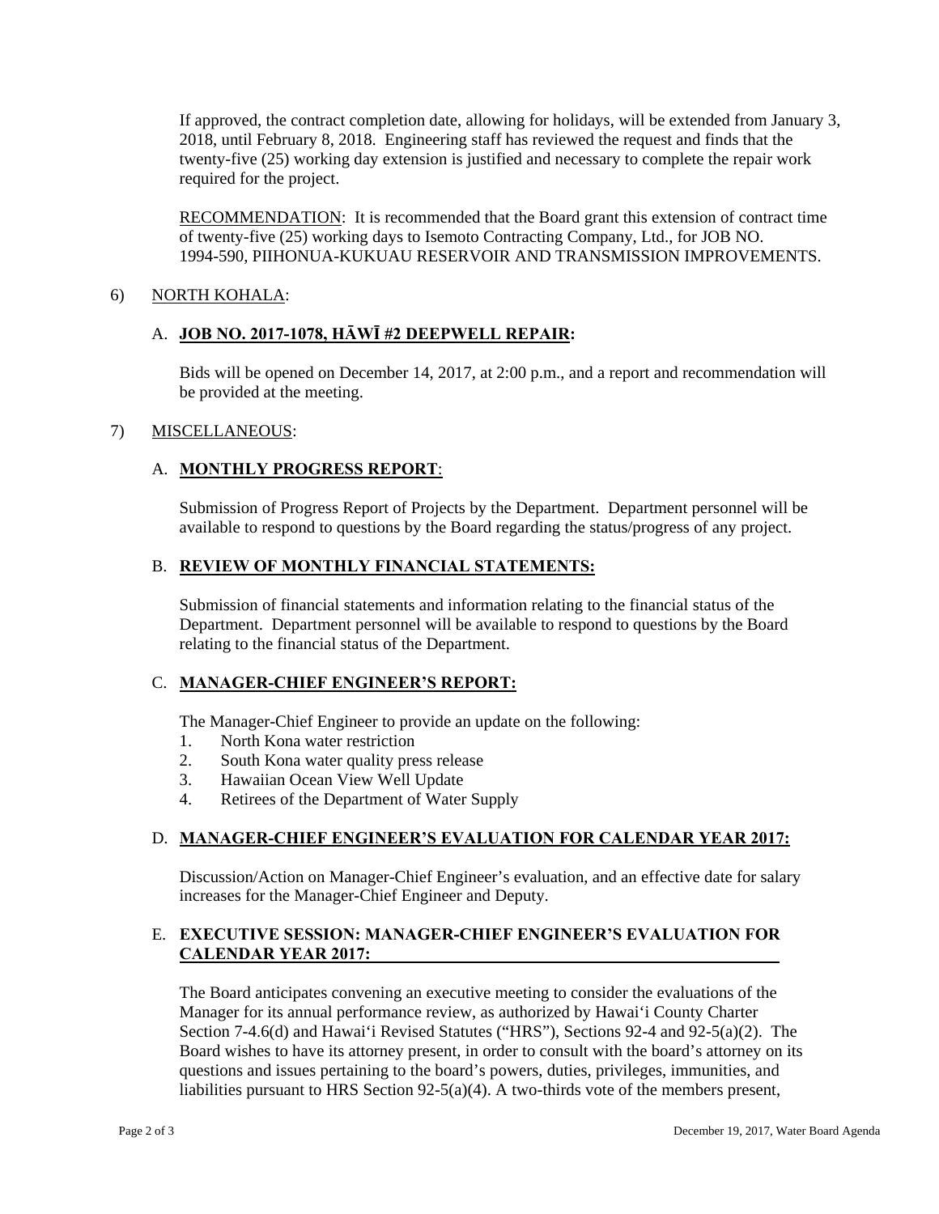If approved, the contract completion date, allowing for holidays, will be extended from January 3, 2018, until February 8, 2018. Engineering staff has reviewed the request and finds that the twenty-five (25) working day extension is justified and necessary to complete the repair work required for the project.

RECOMMENDATION: It is recommended that the Board grant this extension of contract time of twenty-five (25) working days to Isemoto Contracting Company, Ltd., for JOB NO. 1994-590, PIIHONUA-KUKUAU RESERVOIR AND TRANSMISSION IMPROVEMENTS.

6) NORTH KOHALA:

A. **JOB NO. 2017-1078, HĀWĪ #2 DEEPWELL REPAIR:**

Bids will be opened on December 14, 2017, at 2:00 p.m., and a report and recommendation will be provided at the meeting.

7) MISCELLANEOUS:

A. **MONTHLY PROGRESS REPORT**:

Submission of Progress Report of Projects by the Department. Department personnel will be available to respond to questions by the Board regarding the status/progress of any project.

B. **REVIEW OF MONTHLY FINANCIAL STATEMENTS:**

Submission of financial statements and information relating to the financial status of the Department. Department personnel will be available to respond to questions by the Board relating to the financial status of the Department.

C. **MANAGER-CHIEF ENGINEER'S REPORT:**

The Manager-Chief Engineer to provide an update on the following:

1. North Kona water restriction
2. South Kona water quality press release
3. Hawaiian Ocean View Well Update
4. Retirees of the Department of Water Supply

D. **MANAGER-CHIEF ENGINEER'S EVALUATION FOR CALENDAR YEAR 2017:**

Discussion/Action on Manager-Chief Engineer's evaluation, and an effective date for salary increases for the Manager-Chief Engineer and Deputy.

E. **EXECUTIVE SESSION: MANAGER-CHIEF ENGINEER'S EVALUATION FOR CALENDAR YEAR 2017:**

The Board anticipates convening an executive meeting to consider the evaluations of the Manager for its annual performance review, as authorized by Hawai'i County Charter Section 7-4.6(d) and Hawai'i Revised Statutes ("HRS"), Sections 92-4 and 92-5(a)(2). The Board wishes to have its attorney present, in order to consult with the board's attorney on its questions and issues pertaining to the board's powers, duties, privileges, immunities, and liabilities pursuant to HRS Section 92-5(a)(4). A two-thirds vote of the members present,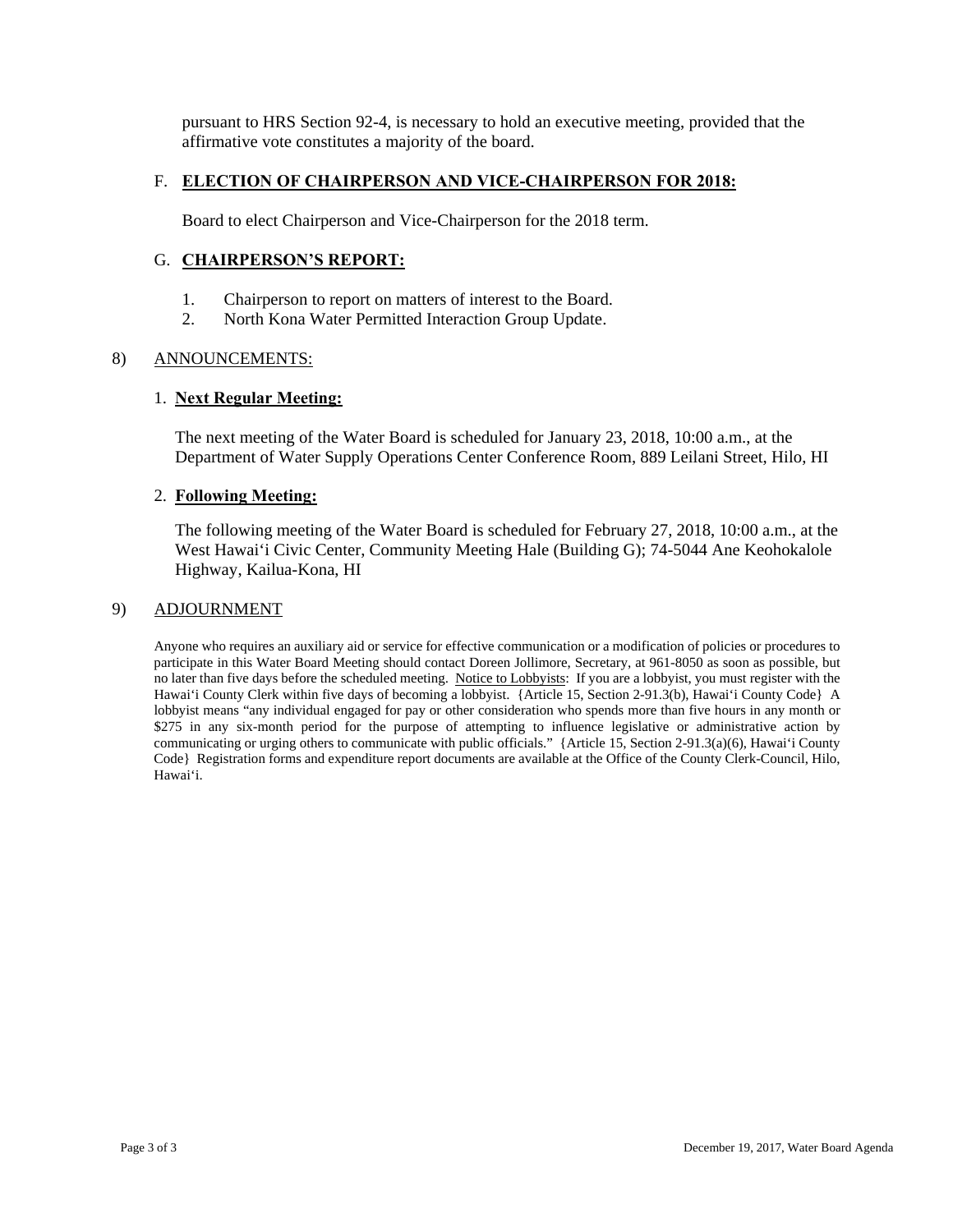pursuant to HRS Section 92-4, is necessary to hold an executive meeting, provided that the affirmative vote constitutes a majority of the board.

F. **ELECTION OF CHAIRPERSON AND VICE-CHAIRPERSON FOR 2018:**

Board to elect Chairperson and Vice-Chairperson for the 2018 term.

G. **CHAIRPERSON'S REPORT:**

1. Chairperson to report on matters of interest to the Board.
2. North Kona Water Permitted Interaction Group Update.

8) ANNOUNCEMENTS:

1. **Next Regular Meeting:**

The next meeting of the Water Board is scheduled for January 23, 2018, 10:00 a.m., at the Department of Water Supply Operations Center Conference Room, 889 Leilani Street, Hilo, HI

2. **Following Meeting:**

The following meeting of the Water Board is scheduled for February 27, 2018, 10:00 a.m., at the West Hawaiʻi Civic Center, Community Meeting Hale (Building G); 74-5044 Ane Keohokalole Highway, Kailua-Kona, HI

9) ADJOURNMENT

Anyone who requires an auxiliary aid or service for effective communication or a modification of policies or procedures to participate in this Water Board Meeting should contact Doreen Jollimore, Secretary, at 961-8050 as soon as possible, but no later than five days before the scheduled meeting. Notice to Lobbyists: If you are a lobbyist, you must register with the Hawaiʻi County Clerk within five days of becoming a lobbyist. {Article 15, Section 2-91.3(b), Hawaiʻi County Code} A lobbyist means "any individual engaged for pay or other consideration who spends more than five hours in any month or $275 in any six-month period for the purpose of attempting to influence legislative or administrative action by communicating or urging others to communicate with public officials." {Article 15, Section 2-91.3(a)(6), Hawaiʻi County Code} Registration forms and expenditure report documents are available at the Office of the County Clerk-Council, Hilo, Hawaiʻi.